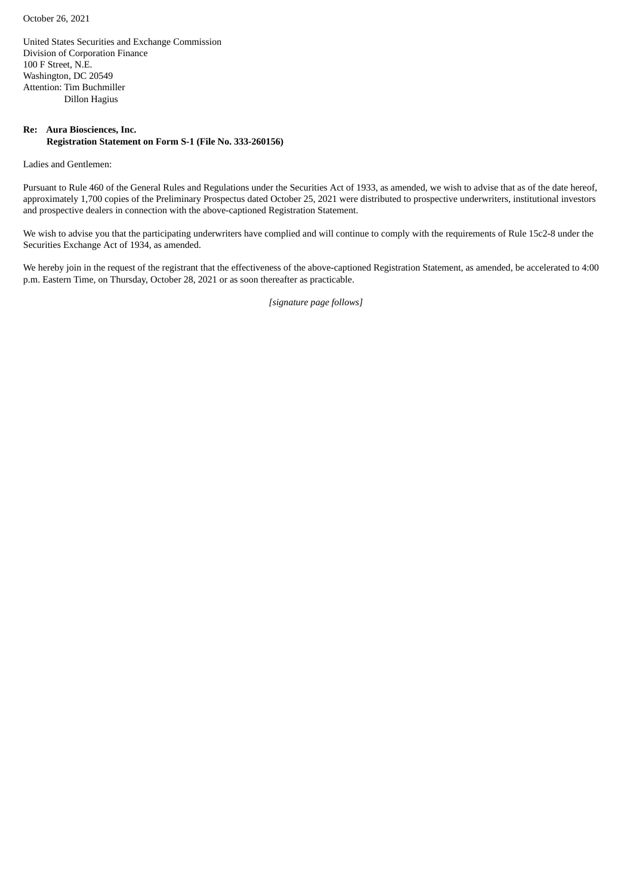October 26, 2021

United States Securities and Exchange Commission
Division of Corporation Finance
100 F Street, N.E.
Washington, DC 20549
Attention: Tim Buchmiller
Dillon Hagius

**Re: Aura Biosciences, Inc.**
**Registration Statement on Form S-1 (File No. 333-260156)**

Ladies and Gentlemen:

Pursuant to Rule 460 of the General Rules and Regulations under the Securities Act of 1933, as amended, we wish to advise that as of the date hereof, approximately 1,700 copies of the Preliminary Prospectus dated October 25, 2021 were distributed to prospective underwriters, institutional investors and prospective dealers in connection with the above-captioned Registration Statement.

We wish to advise you that the participating underwriters have complied and will continue to comply with the requirements of Rule 15c2-8 under the Securities Exchange Act of 1934, as amended.

We hereby join in the request of the registrant that the effectiveness of the above-captioned Registration Statement, as amended, be accelerated to 4:00 p.m. Eastern Time, on Thursday, October 28, 2021 or as soon thereafter as practicable.

*[signature page follows]*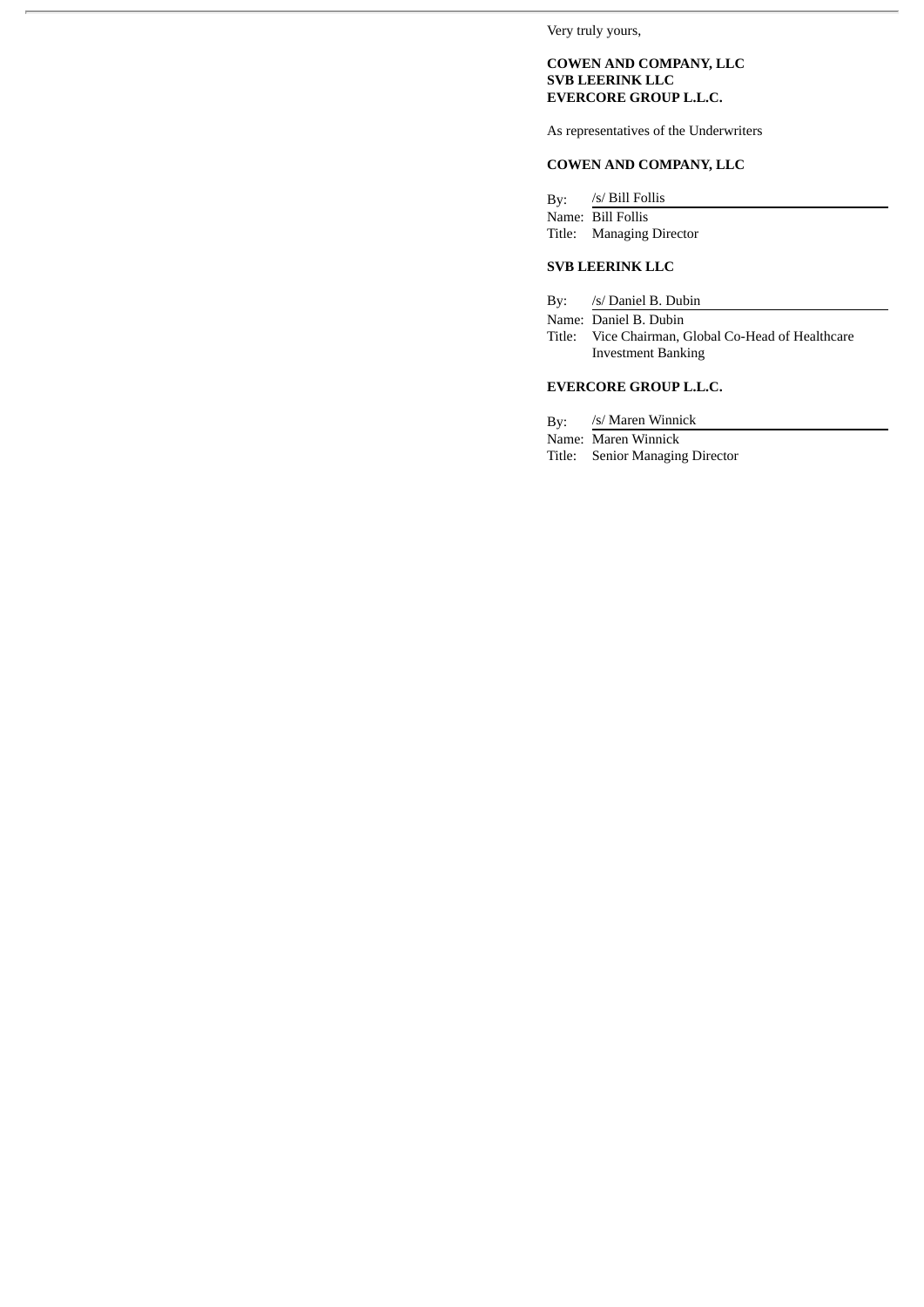Very truly yours,

**COWEN AND COMPANY, LLC**
**SVB LEERINK LLC**
**EVERCORE GROUP L.L.C.**

As representatives of the Underwriters

**COWEN AND COMPANY, LLC**

By: /s/ Bill Follis
Name: Bill Follis
Title: Managing Director

**SVB LEERINK LLC**

By: /s/ Daniel B. Dubin
Name: Daniel B. Dubin
Title: Vice Chairman, Global Co-Head of Healthcare Investment Banking

**EVERCORE GROUP L.L.C.**

By: /s/ Maren Winnick
Name: Maren Winnick
Title: Senior Managing Director